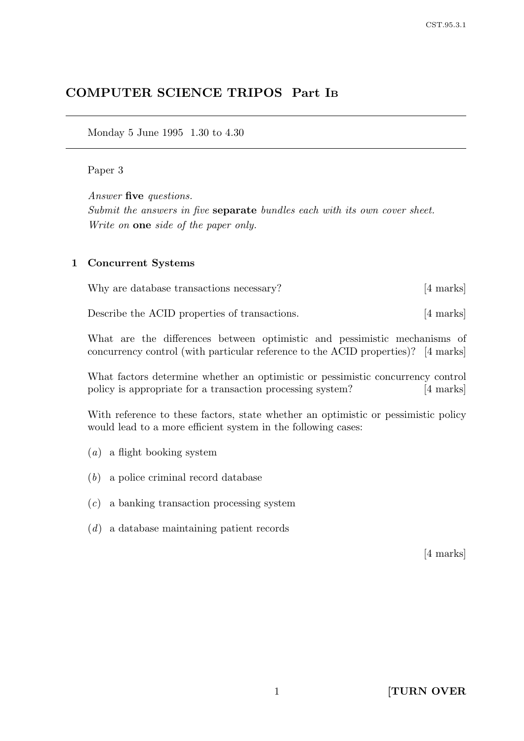# COMPUTER SCIENCE TRIPOS Part IB

Monday 5 June 1995 1.30 to 4.30

Paper 3

*Answer* **five** *questions.*
*Submit the answers in five* **separate** *bundles each with its own cover sheet.*
*Write on* **one** *side of the paper only.*

## 1 Concurrent Systems

Why are database transactions necessary? [4 marks]

Describe the ACID properties of transactions. [4 marks]

What are the differences between optimistic and pessimistic mechanisms of concurrency control (with particular reference to the ACID properties)? [4 marks]

What factors determine whether an optimistic or pessimistic concurrency control policy is appropriate for a transaction processing system? [4 marks]

With reference to these factors, state whether an optimistic or pessimistic policy would lead to a more efficient system in the following cases:

(*a*) a flight booking system

(*b*) a police criminal record database

(*c*) a banking transaction processing system

(*d*) a database maintaining patient records

[4 marks]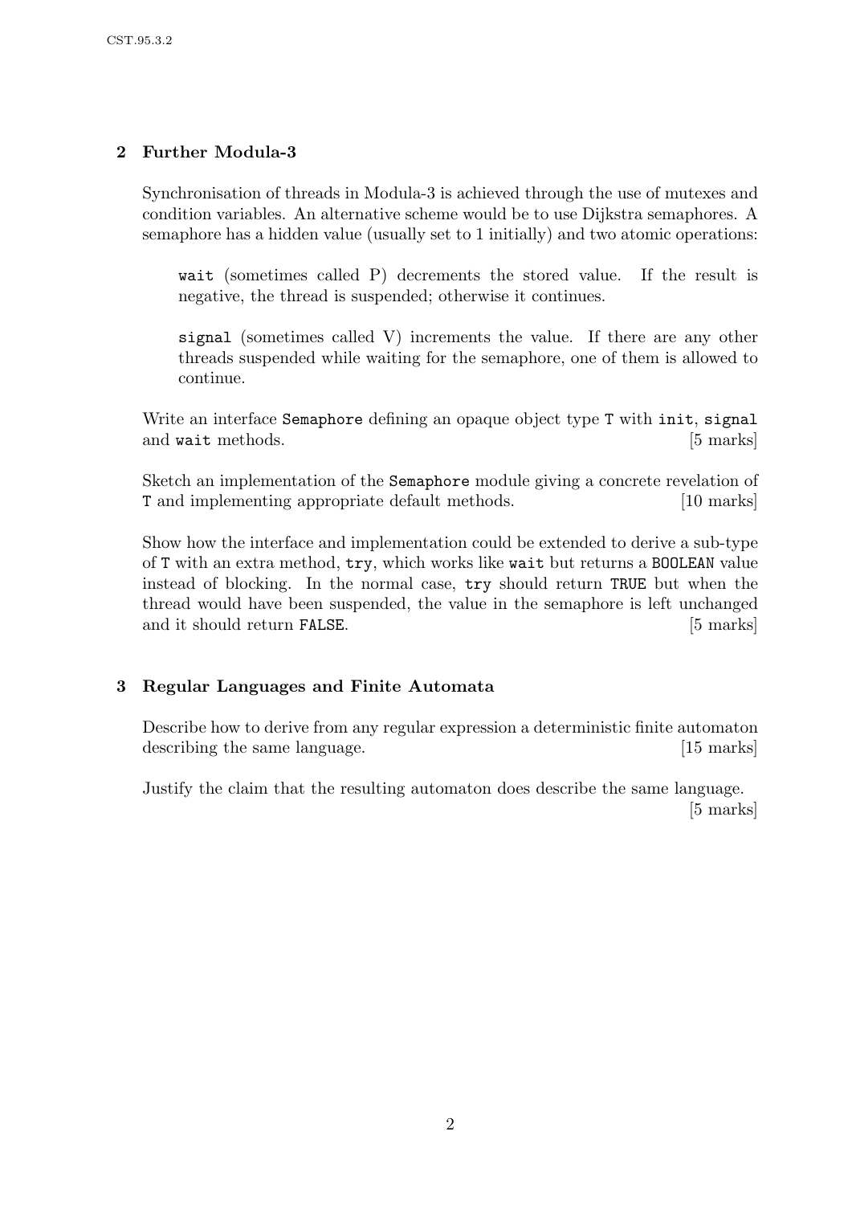## 2 Further Modula-3

Synchronisation of threads in Modula-3 is achieved through the use of mutexes and condition variables. An alternative scheme would be to use Dijkstra semaphores. A semaphore has a hidden value (usually set to 1 initially) and two atomic operations:

> `wait` (sometimes called P) decrements the stored value. If the result is negative, the thread is suspended; otherwise it continues.
>
> `signal` (sometimes called V) increments the value. If there are any other threads suspended while waiting for the semaphore, one of them is allowed to continue.

Write an interface `Semaphore` defining an opaque object type `T` with `init`, `signal` and `wait` methods. [5 marks]

Sketch an implementation of the `Semaphore` module giving a concrete revelation of `T` and implementing appropriate default methods. [10 marks]

Show how the interface and implementation could be extended to derive a sub-type of `T` with an extra method, `try`, which works like `wait` but returns a `BOOLEAN` value instead of blocking. In the normal case, `try` should return `TRUE` but when the thread would have been suspended, the value in the semaphore is left unchanged and it should return `FALSE`. [5 marks]

## 3 Regular Languages and Finite Automata

Describe how to derive from any regular expression a deterministic finite automaton describing the same language. [15 marks]

Justify the claim that the resulting automaton does describe the same language. [5 marks]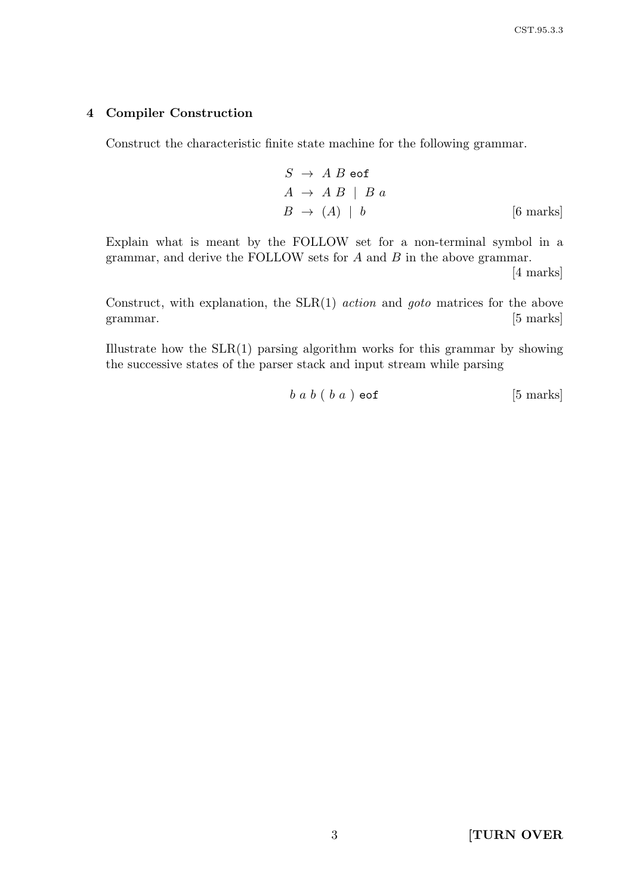## 4 Compiler Construction

Construct the characteristic finite state machine for the following grammar.

$$
\begin{aligned}
S &\rightarrow A\ B\ \texttt{eof} \\
A &\rightarrow A\ B \ \mid\ B\ a \\
B &\rightarrow (A) \ \mid\ b
\end{aligned}
$$

[6 marks]

Explain what is meant by the FOLLOW set for a non-terminal symbol in a grammar, and derive the FOLLOW sets for $A$ and $B$ in the above grammar. [4 marks]

Construct, with explanation, the SLR(1) *action* and *goto* matrices for the above grammar. [5 marks]

Illustrate how the SLR(1) parsing algorithm works for this grammar by showing the successive states of the parser stack and input stream while parsing

$$
b\ a\ b\ (\ b\ a\ )\ \texttt{eof}
$$

[5 marks]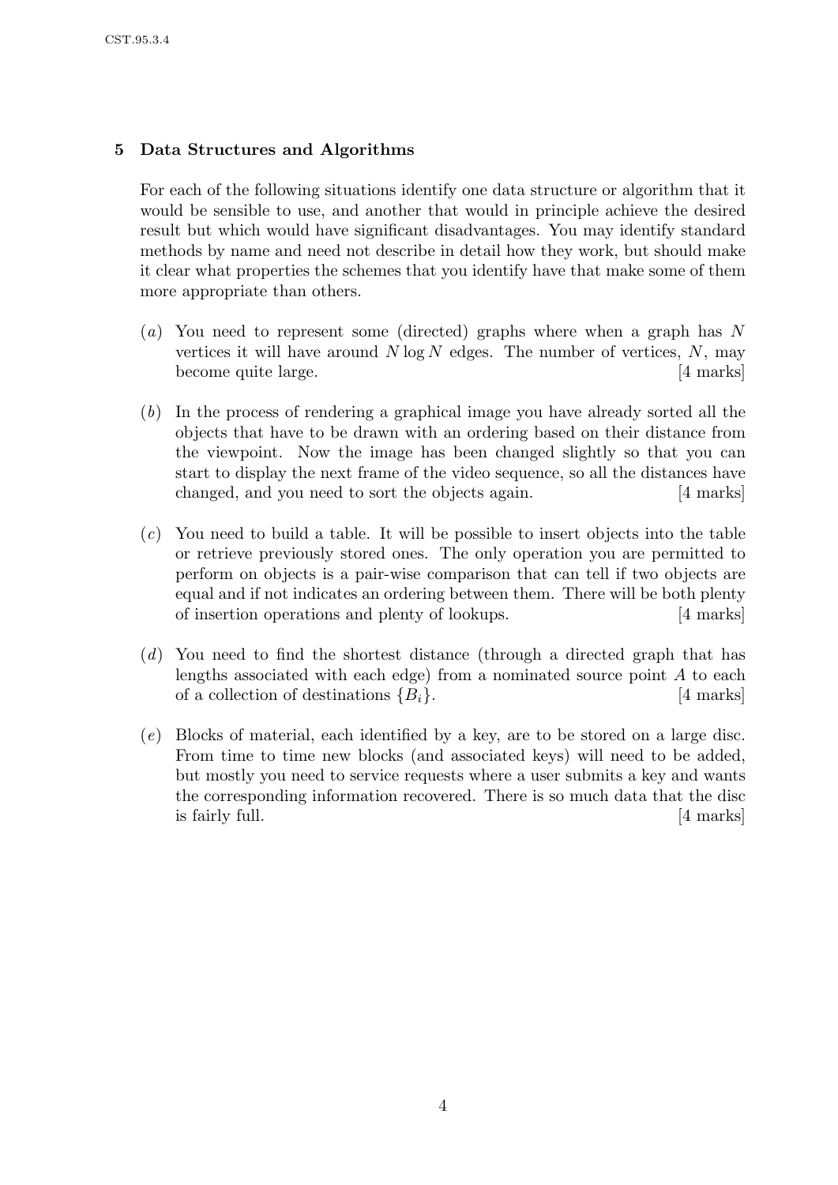## 5 Data Structures and Algorithms

For each of the following situations identify one data structure or algorithm that it would be sensible to use, and another that would in principle achieve the desired result but which would have significant disadvantages. You may identify standard methods by name and need not describe in detail how they work, but should make it clear what properties the schemes that you identify have that make some of them more appropriate than others.

(*a*) You need to represent some (directed) graphs where when a graph has $N$ vertices it will have around $N \log N$ edges. The number of vertices, $N$, may become quite large. [4 marks]

(*b*) In the process of rendering a graphical image you have already sorted all the objects that have to be drawn with an ordering based on their distance from the viewpoint. Now the image has been changed slightly so that you can start to display the next frame of the video sequence, so all the distances have changed, and you need to sort the objects again. [4 marks]

(*c*) You need to build a table. It will be possible to insert objects into the table or retrieve previously stored ones. The only operation you are permitted to perform on objects is a pair-wise comparison that can tell if two objects are equal and if not indicates an ordering between them. There will be both plenty of insertion operations and plenty of lookups. [4 marks]

(*d*) You need to find the shortest distance (through a directed graph that has lengths associated with each edge) from a nominated source point $A$ to each of a collection of destinations $\{B_i\}$. [4 marks]

(*e*) Blocks of material, each identified by a key, are to be stored on a large disc. From time to time new blocks (and associated keys) will need to be added, but mostly you need to service requests where a user submits a key and wants the corresponding information recovered. There is so much data that the disc is fairly full. [4 marks]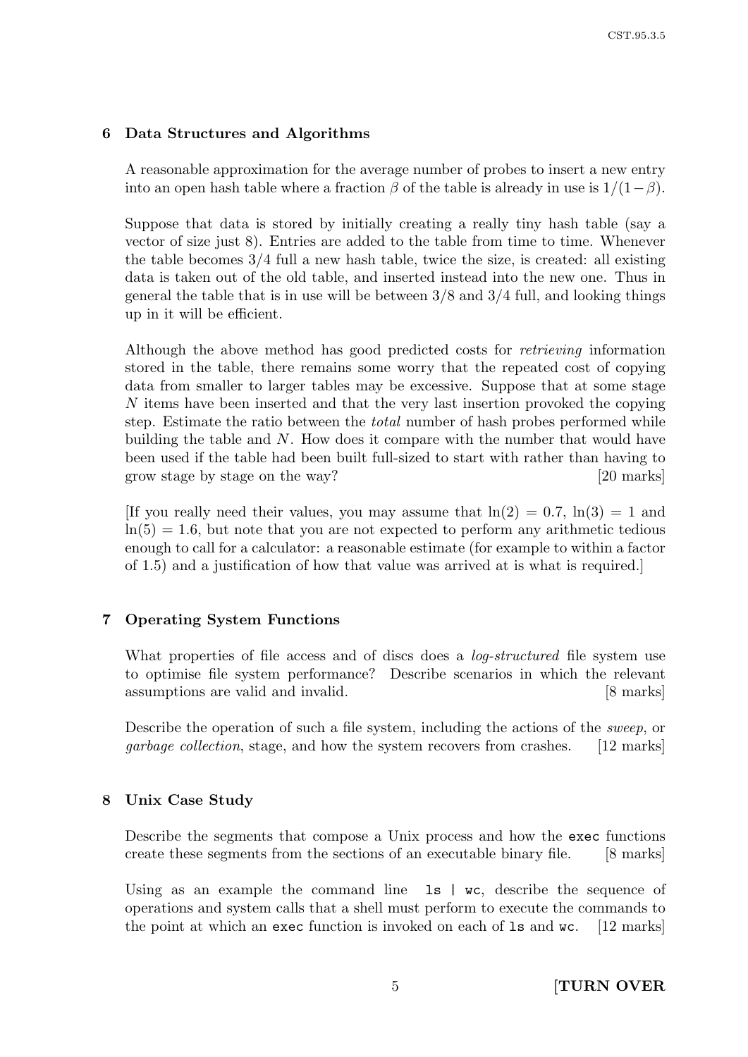## 6 Data Structures and Algorithms

A reasonable approximation for the average number of probes to insert a new entry into an open hash table where a fraction $\beta$ of the table is already in use is $1/(1-\beta)$.

Suppose that data is stored by initially creating a really tiny hash table (say a vector of size just 8). Entries are added to the table from time to time. Whenever the table becomes 3/4 full a new hash table, twice the size, is created: all existing data is taken out of the old table, and inserted instead into the new one. Thus in general the table that is in use will be between 3/8 and 3/4 full, and looking things up in it will be efficient.

Although the above method has good predicted costs for *retrieving* information stored in the table, there remains some worry that the repeated cost of copying data from smaller to larger tables may be excessive. Suppose that at some stage $N$ items have been inserted and that the very last insertion provoked the copying step. Estimate the ratio between the *total* number of hash probes performed while building the table and $N$. How does it compare with the number that would have been used if the table had been built full-sized to start with rather than having to grow stage by stage on the way? [20 marks]

[If you really need their values, you may assume that $\ln(2) = 0.7$, $\ln(3) = 1$ and $\ln(5) = 1.6$, but note that you are not expected to perform any arithmetic tedious enough to call for a calculator: a reasonable estimate (for example to within a factor of 1.5) and a justification of how that value was arrived at is what is required.]

## 7 Operating System Functions

What properties of file access and of discs does a *log-structured* file system use to optimise file system performance? Describe scenarios in which the relevant assumptions are valid and invalid. [8 marks]

Describe the operation of such a file system, including the actions of the *sweep*, or *garbage collection*, stage, and how the system recovers from crashes. [12 marks]

## 8 Unix Case Study

Describe the segments that compose a Unix process and how the `exec` functions create these segments from the sections of an executable binary file. [8 marks]

Using as an example the command line `ls | wc`, describe the sequence of operations and system calls that a shell must perform to execute the commands to the point at which an `exec` function is invoked on each of `ls` and `wc`. [12 marks]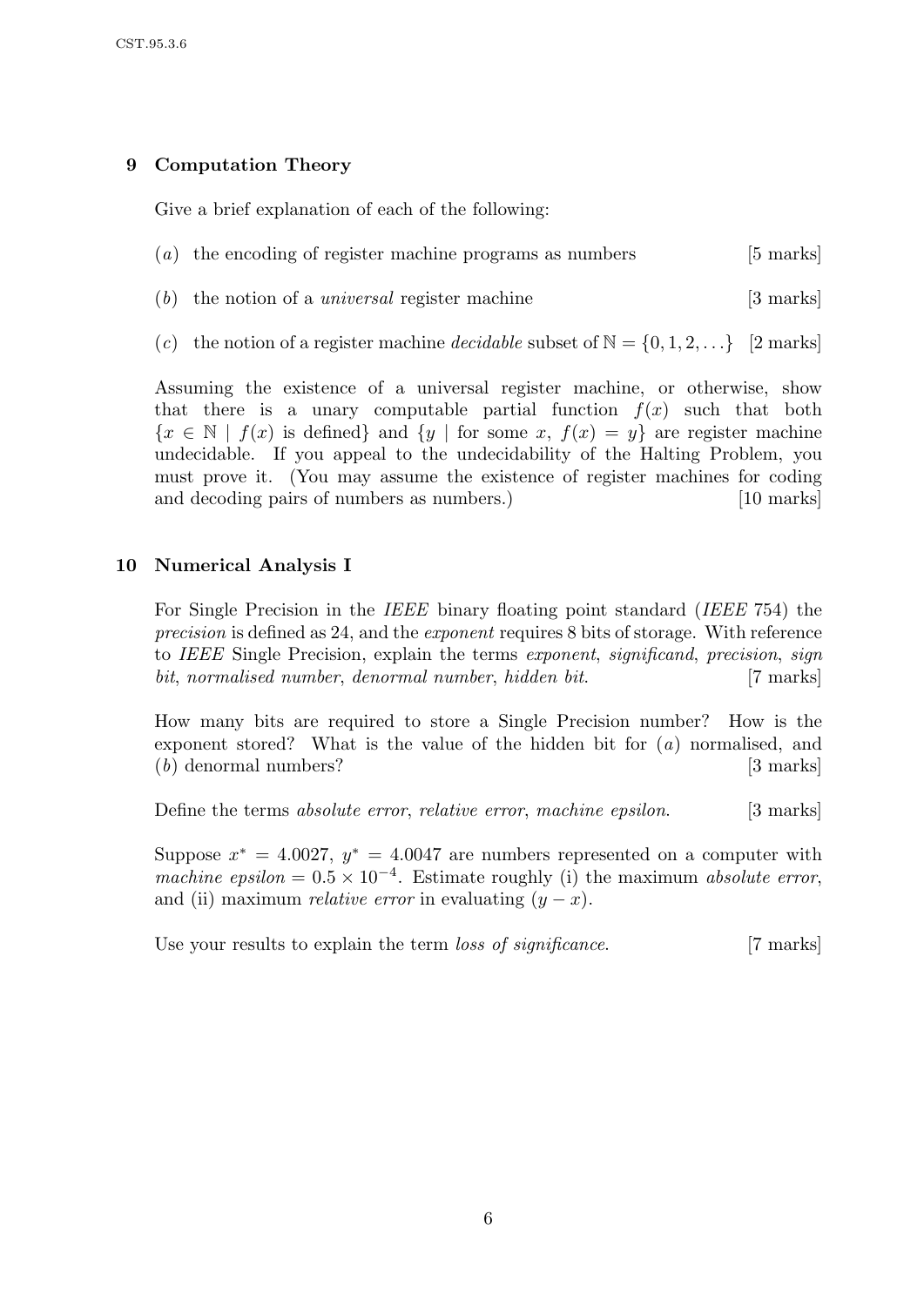## 9 Computation Theory

Give a brief explanation of each of the following:

(*a*) the encoding of register machine programs as numbers [5 marks]

(*b*) the notion of a *universal* register machine [3 marks]

(*c*) the notion of a register machine *decidable* subset of $\mathbb{N} = \{0, 1, 2, \ldots\}$ [2 marks]

Assuming the existence of a universal register machine, or otherwise, show that there is a unary computable partial function $f(x)$ such that both $\{x \in \mathbb{N} \mid f(x) \text{ is defined}\}$ and $\{y \mid \text{for some } x,\ f(x) = y\}$ are register machine undecidable. If you appeal to the undecidability of the Halting Problem, you must prove it. (You may assume the existence of register machines for coding and decoding pairs of numbers as numbers.) [10 marks]

## 10 Numerical Analysis I

For Single Precision in the *IEEE* binary floating point standard (*IEEE* 754) the *precision* is defined as 24, and the *exponent* requires 8 bits of storage. With reference to *IEEE* Single Precision, explain the terms *exponent*, *significand*, *precision*, *sign bit*, *normalised number*, *denormal number*, *hidden bit*. [7 marks]

How many bits are required to store a Single Precision number? How is the exponent stored? What is the value of the hidden bit for (*a*) normalised, and (*b*) denormal numbers? [3 marks]

Define the terms *absolute error*, *relative error*, *machine epsilon*. [3 marks]

Suppose $x^* = 4.0027$, $y^* = 4.0047$ are numbers represented on a computer with *machine epsilon* $= 0.5 \times 10^{-4}$. Estimate roughly (i) the maximum *absolute error*, and (ii) maximum *relative error* in evaluating $(y - x)$.

Use your results to explain the term *loss of significance*. [7 marks]